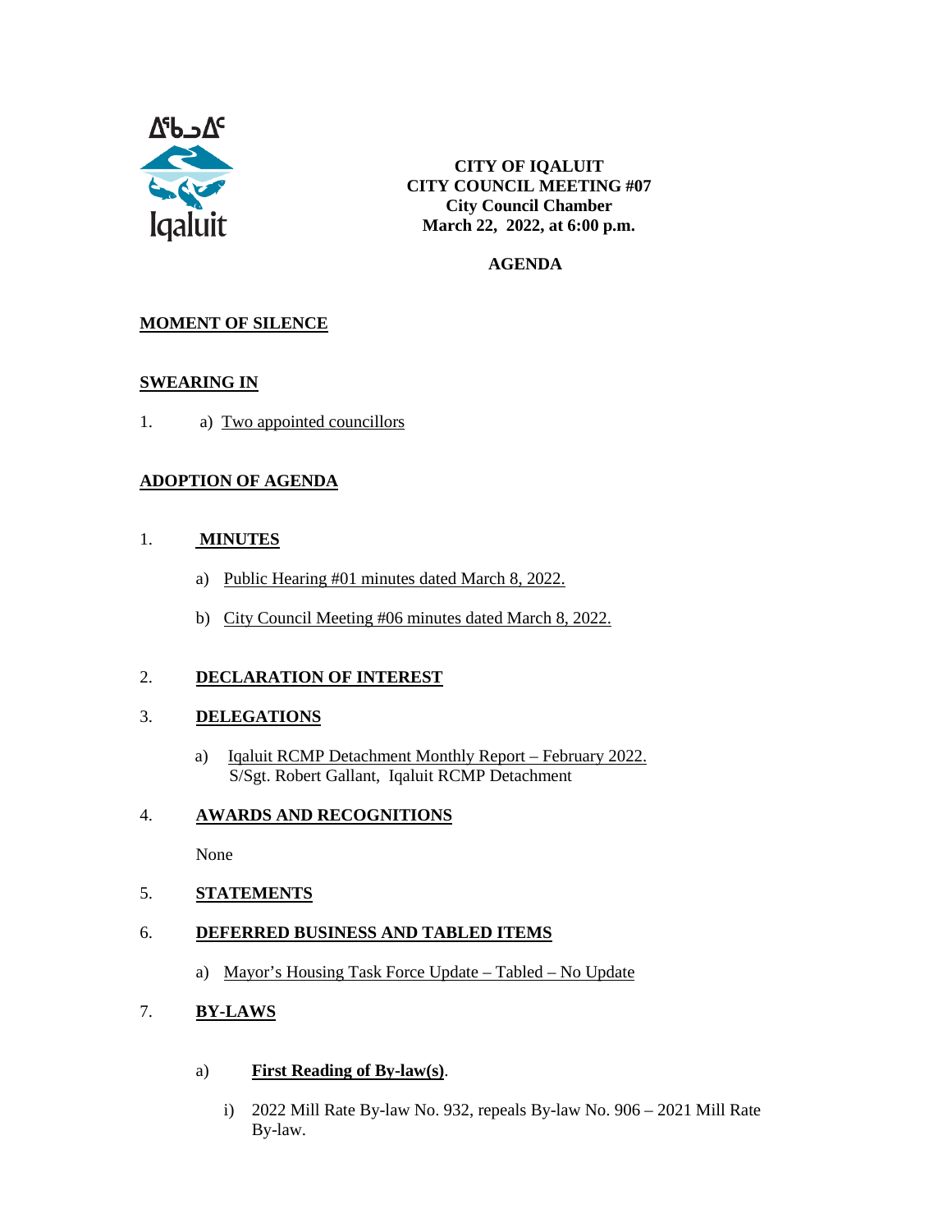ᐃᖃᓗᐃᑦ

Iqaluit

**CITY OF IQALUIT**
**CITY COUNCIL MEETING #07**
**City Council Chamber**
**March 22, 2022, at 6:00 p.m.**

**AGENDA**

## MOMENT OF SILENCE

## SWEARING IN

1. a) Two appointed councillors

## ADOPTION OF AGENDA

1. **MINUTES**

   a) Public Hearing #01 minutes dated March 8, 2022.

   b) City Council Meeting #06 minutes dated March 8, 2022.

2. **DECLARATION OF INTEREST**

3. **DELEGATIONS**

   a) Iqaluit RCMP Detachment Monthly Report – February 2022.
   S/Sgt. Robert Gallant, Iqaluit RCMP Detachment

4. **AWARDS AND RECOGNITIONS**

   None

5. **STATEMENTS**

6. **DEFERRED BUSINESS AND TABLED ITEMS**

   a) Mayor's Housing Task Force Update – Tabled – No Update

7. **BY-LAWS**

   a) **First Reading of By-law(s)**.

      i) 2022 Mill Rate By-law No. 932, repeals By-law No. 906 – 2021 Mill Rate By-law.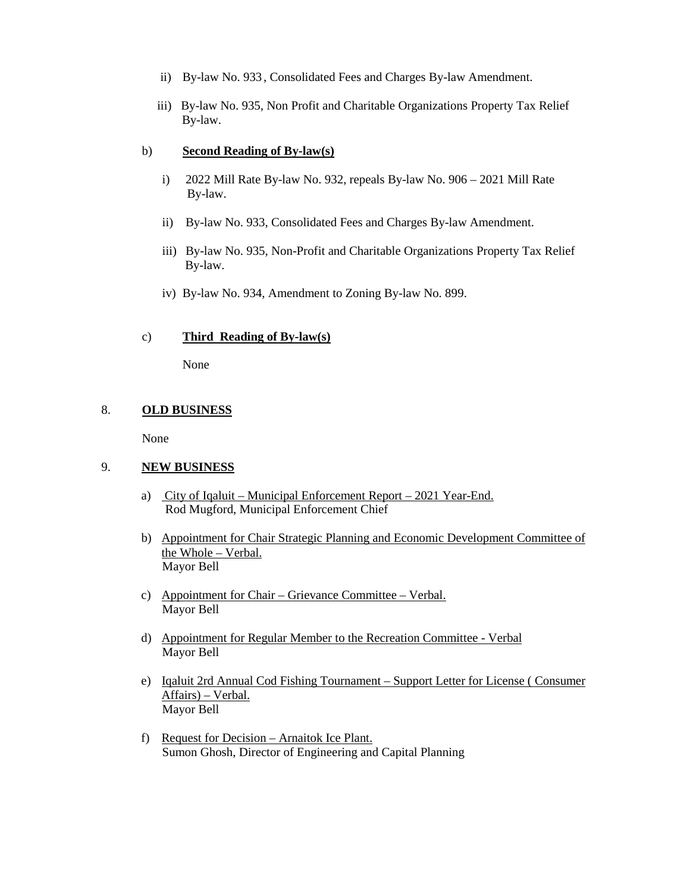ii) By-law No. 933, Consolidated Fees and Charges By-law Amendment.

iii) By-law No. 935, Non Profit and Charitable Organizations Property Tax Relief By-law.

b) **Second Reading of By-law(s)**

i) 2022 Mill Rate By-law No. 932, repeals By-law No. 906 – 2021 Mill Rate By-law.

ii) By-law No. 933, Consolidated Fees and Charges By-law Amendment.

iii) By-law No. 935, Non-Profit and Charitable Organizations Property Tax Relief By-law.

iv) By-law No. 934, Amendment to Zoning By-law No. 899.

c) **Third Reading of By-law(s)**

None

## 8. OLD BUSINESS

None

## 9. NEW BUSINESS

a) City of Iqaluit – Municipal Enforcement Report – 2021 Year-End.
Rod Mugford, Municipal Enforcement Chief

b) Appointment for Chair Strategic Planning and Economic Development Committee of the Whole – Verbal.
Mayor Bell

c) Appointment for Chair – Grievance Committee – Verbal.
Mayor Bell

d) Appointment for Regular Member to the Recreation Committee - Verbal
Mayor Bell

e) Iqaluit 2rd Annual Cod Fishing Tournament – Support Letter for License ( Consumer Affairs) – Verbal.
Mayor Bell

f) Request for Decision – Arnaitok Ice Plant.
Sumon Ghosh, Director of Engineering and Capital Planning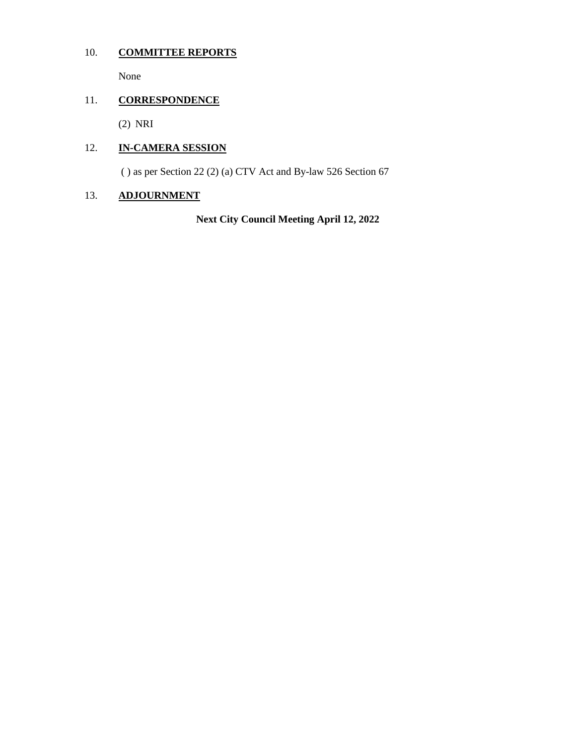10. **COMMITTEE REPORTS**

None

11. **CORRESPONDENCE**

(2) NRI

12. **IN-CAMERA SESSION**

( ) as per Section 22 (2) (a) CTV Act and By-law 526 Section 67

13. **ADJOURNMENT**

**Next City Council Meeting April 12, 2022**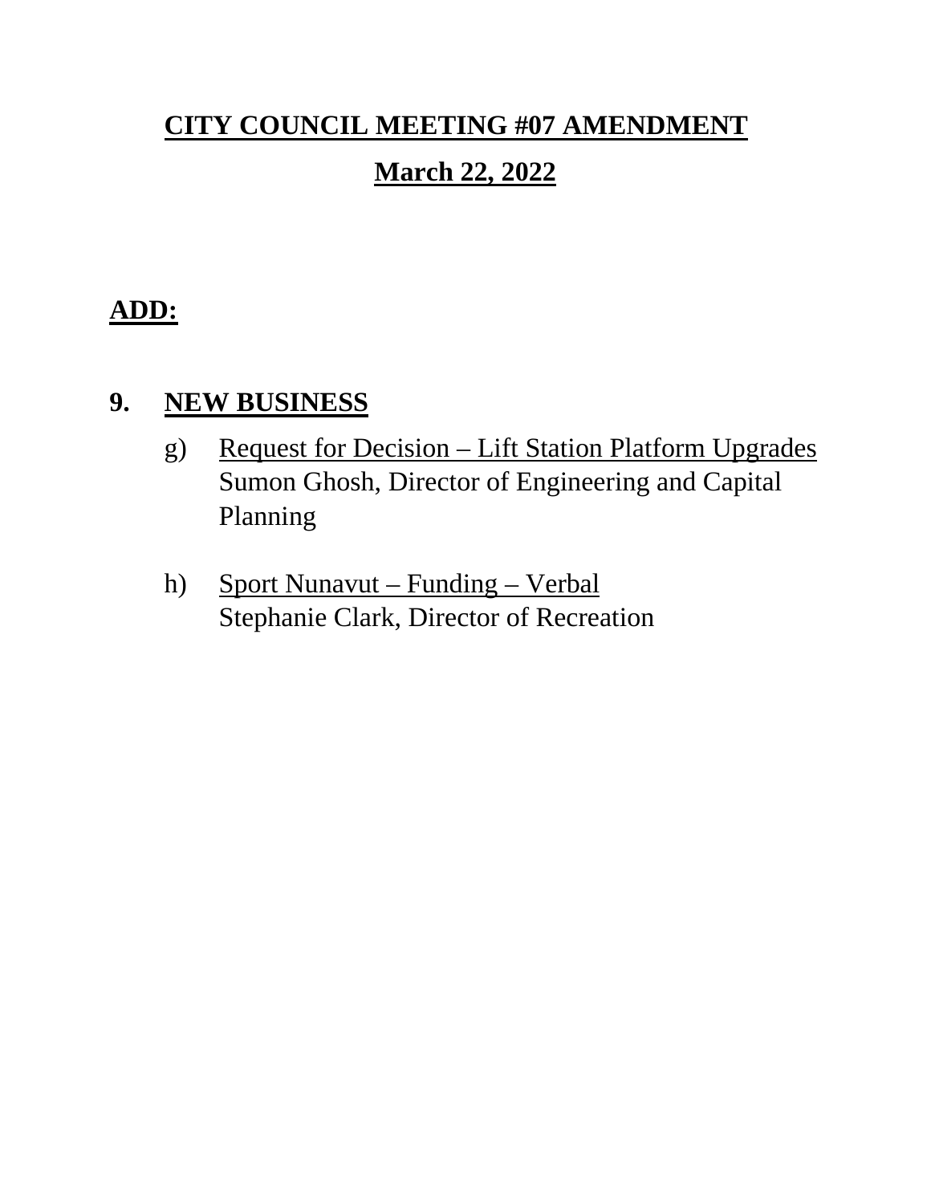# CITY COUNCIL MEETING #07 AMENDMENT

## March 22, 2022

**ADD:**

## 9. NEW BUSINESS

g) Request for Decision – Lift Station Platform Upgrades
Sumon Ghosh, Director of Engineering and Capital Planning

h) Sport Nunavut – Funding – Verbal
Stephanie Clark, Director of Recreation